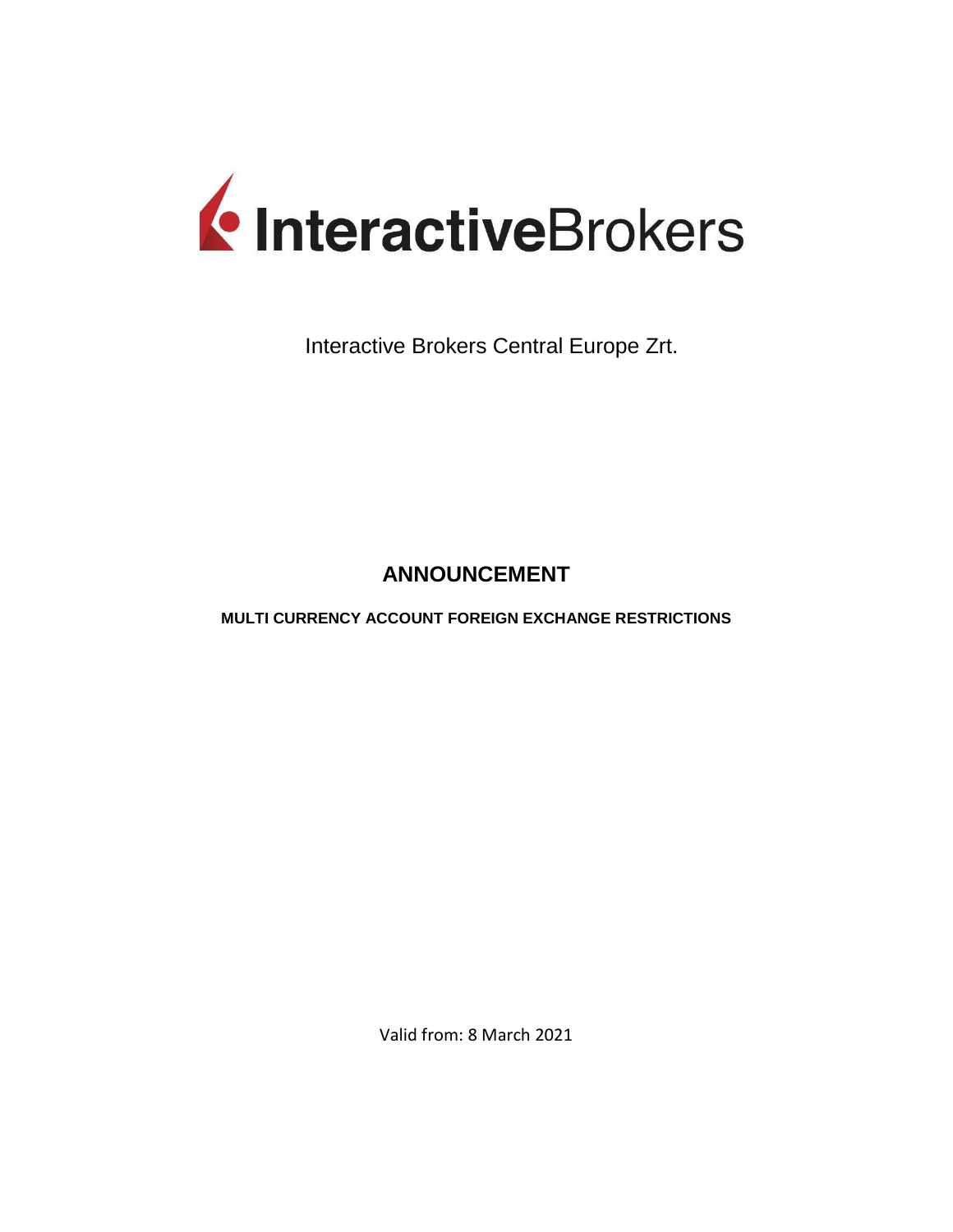InteractiveBrokers

Interactive Brokers Central Europe Zrt.

# ANNOUNCEMENT

## MULTI CURRENCY ACCOUNT FOREIGN EXCHANGE RESTRICTIONS

Valid from: 8 March 2021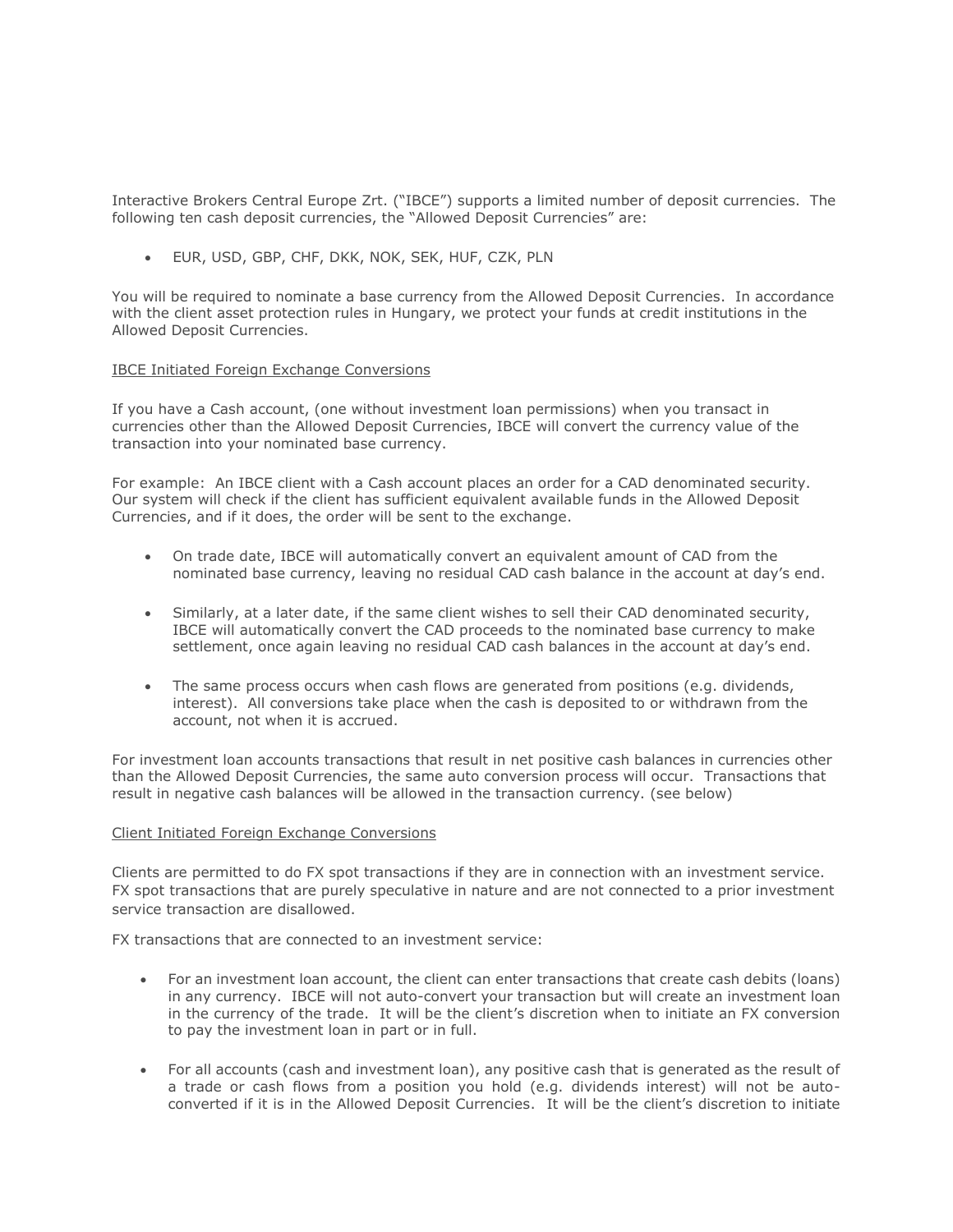Interactive Brokers Central Europe Zrt. ("IBCE") supports a limited number of deposit currencies. The following ten cash deposit currencies, the "Allowed Deposit Currencies" are:

- EUR, USD, GBP, CHF, DKK, NOK, SEK, HUF, CZK, PLN

You will be required to nominate a base currency from the Allowed Deposit Currencies. In accordance with the client asset protection rules in Hungary, we protect your funds at credit institutions in the Allowed Deposit Currencies.

<u>IBCE Initiated Foreign Exchange Conversions</u>

If you have a Cash account, (one without investment loan permissions) when you transact in currencies other than the Allowed Deposit Currencies, IBCE will convert the currency value of the transaction into your nominated base currency.

For example: An IBCE client with a Cash account places an order for a CAD denominated security. Our system will check if the client has sufficient equivalent available funds in the Allowed Deposit Currencies, and if it does, the order will be sent to the exchange.

- On trade date, IBCE will automatically convert an equivalent amount of CAD from the nominated base currency, leaving no residual CAD cash balance in the account at day's end.
- Similarly, at a later date, if the same client wishes to sell their CAD denominated security, IBCE will automatically convert the CAD proceeds to the nominated base currency to make settlement, once again leaving no residual CAD cash balances in the account at day's end.
- The same process occurs when cash flows are generated from positions (e.g. dividends, interest). All conversions take place when the cash is deposited to or withdrawn from the account, not when it is accrued.

For investment loan accounts transactions that result in net positive cash balances in currencies other than the Allowed Deposit Currencies, the same auto conversion process will occur. Transactions that result in negative cash balances will be allowed in the transaction currency. (see below)

<u>Client Initiated Foreign Exchange Conversions</u>

Clients are permitted to do FX spot transactions if they are in connection with an investment service. FX spot transactions that are purely speculative in nature and are not connected to a prior investment service transaction are disallowed.

FX transactions that are connected to an investment service:

- For an investment loan account, the client can enter transactions that create cash debits (loans) in any currency. IBCE will not auto-convert your transaction but will create an investment loan in the currency of the trade. It will be the client's discretion when to initiate an FX conversion to pay the investment loan in part or in full.
- For all accounts (cash and investment loan), any positive cash that is generated as the result of a trade or cash flows from a position you hold (e.g. dividends interest) will not be auto-converted if it is in the Allowed Deposit Currencies. It will be the client's discretion to initiate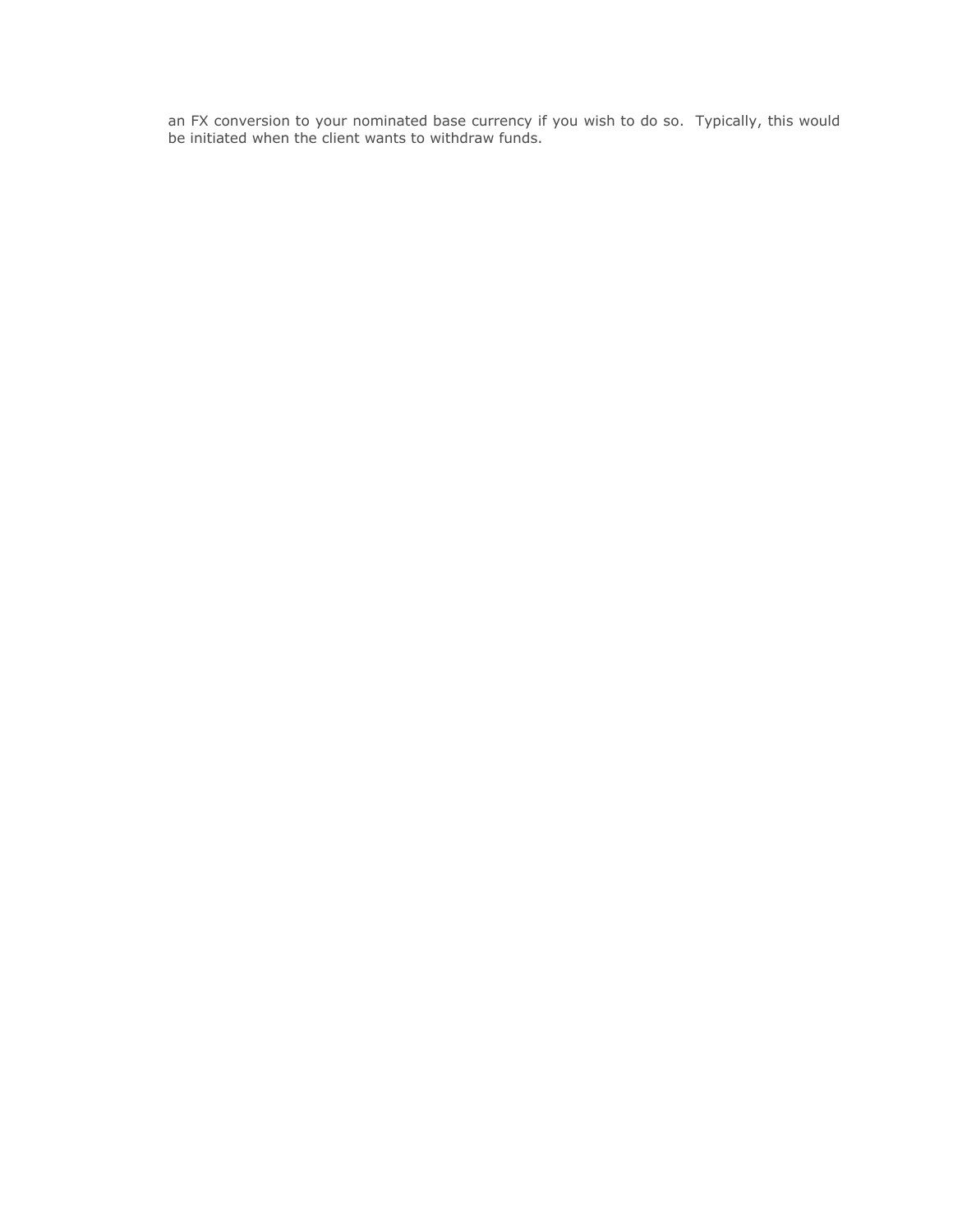an FX conversion to your nominated base currency if you wish to do so. Typically, this would be initiated when the client wants to withdraw funds.